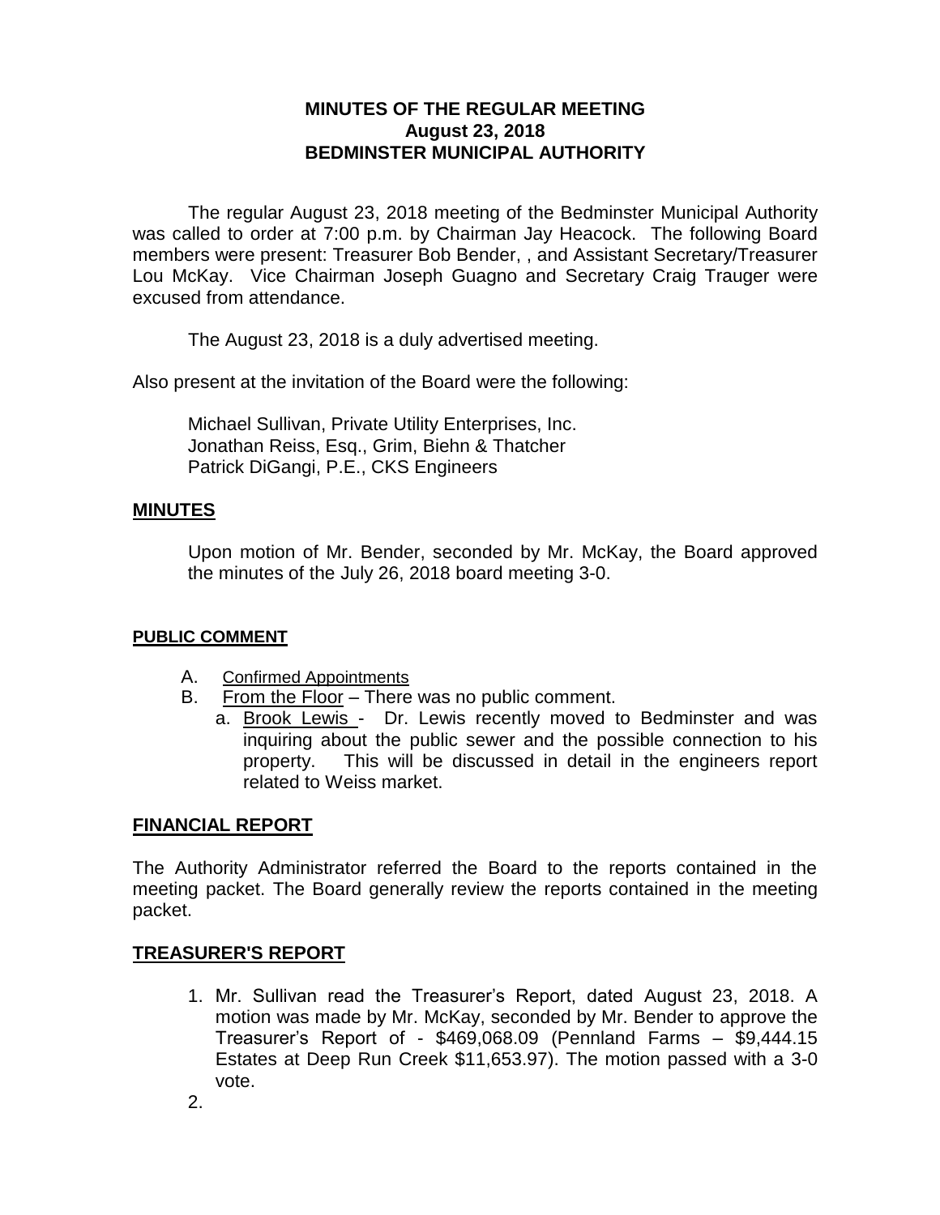# MINUTES OF THE REGULAR MEETING
# August 23, 2018
# BEDMINSTER MUNICIPAL AUTHORITY

The regular August 23, 2018 meeting of the Bedminster Municipal Authority was called to order at 7:00 p.m. by Chairman Jay Heacock. The following Board members were present: Treasurer Bob Bender, , and Assistant Secretary/Treasurer Lou McKay. Vice Chairman Joseph Guagno and Secretary Craig Trauger were excused from attendance.

The August 23, 2018 is a duly advertised meeting.

Also present at the invitation of the Board were the following:

Michael Sullivan, Private Utility Enterprises, Inc.
Jonathan Reiss, Esq., Grim, Biehn & Thatcher
Patrick DiGangi, P.E., CKS Engineers

## MINUTES

Upon motion of Mr. Bender, seconded by Mr. McKay, the Board approved the minutes of the July 26, 2018 board meeting 3-0.

## PUBLIC COMMENT

A. Confirmed Appointments
B. From the Floor – There was no public comment.
   a. Brook Lewis - Dr. Lewis recently moved to Bedminster and was inquiring about the public sewer and the possible connection to his property. This will be discussed in detail in the engineers report related to Weiss market.

## FINANCIAL REPORT

The Authority Administrator referred the Board to the reports contained in the meeting packet. The Board generally review the reports contained in the meeting packet.

## TREASURER'S REPORT

1. Mr. Sullivan read the Treasurer's Report, dated August 23, 2018. A motion was made by Mr. McKay, seconded by Mr. Bender to approve the Treasurer's Report of - $469,068.09 (Pennland Farms – $9,444.15 Estates at Deep Run Creek $11,653.97). The motion passed with a 3-0 vote.
2.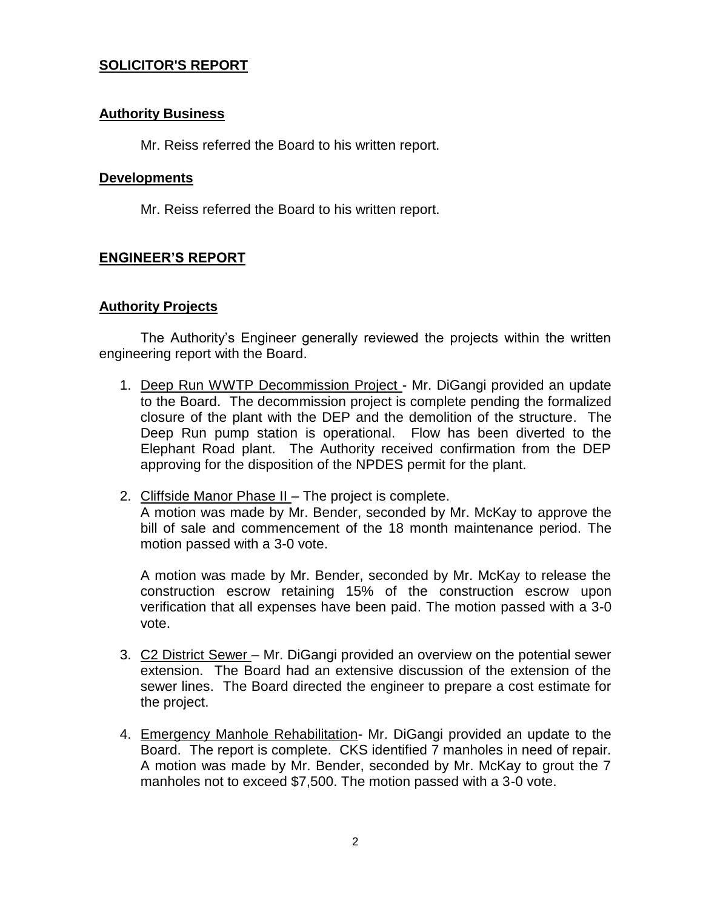## SOLICITOR'S REPORT

### Authority Business

Mr. Reiss referred the Board to his written report.

### Developments

Mr. Reiss referred the Board to his written report.

## ENGINEER'S REPORT

### Authority Projects

The Authority's Engineer generally reviewed the projects within the written engineering report with the Board.

1. Deep Run WWTP Decommission Project - Mr. DiGangi provided an update to the Board. The decommission project is complete pending the formalized closure of the plant with the DEP and the demolition of the structure. The Deep Run pump station is operational. Flow has been diverted to the Elephant Road plant. The Authority received confirmation from the DEP approving for the disposition of the NPDES permit for the plant.

2. Cliffside Manor Phase II – The project is complete.
   A motion was made by Mr. Bender, seconded by Mr. McKay to approve the bill of sale and commencement of the 18 month maintenance period. The motion passed with a 3-0 vote.

   A motion was made by Mr. Bender, seconded by Mr. McKay to release the construction escrow retaining 15% of the construction escrow upon verification that all expenses have been paid. The motion passed with a 3-0 vote.

3. C2 District Sewer – Mr. DiGangi provided an overview on the potential sewer extension. The Board had an extensive discussion of the extension of the sewer lines. The Board directed the engineer to prepare a cost estimate for the project.

4. Emergency Manhole Rehabilitation- Mr. DiGangi provided an update to the Board. The report is complete. CKS identified 7 manholes in need of repair. A motion was made by Mr. Bender, seconded by Mr. McKay to grout the 7 manholes not to exceed $7,500. The motion passed with a 3-0 vote.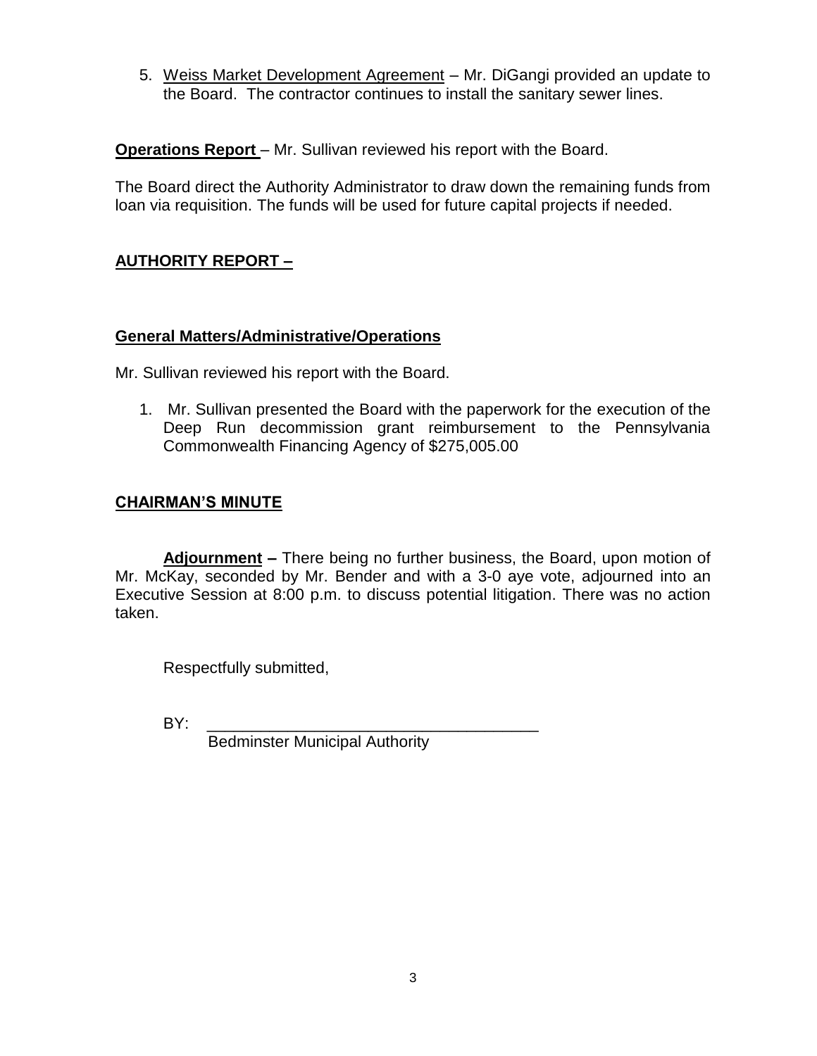5. Weiss Market Development Agreement – Mr. DiGangi provided an update to the Board. The contractor continues to install the sanitary sewer lines.

**Operations Report** – Mr. Sullivan reviewed his report with the Board.

The Board direct the Authority Administrator to draw down the remaining funds from loan via requisition. The funds will be used for future capital projects if needed.

## AUTHORITY REPORT –

### General Matters/Administrative/Operations

Mr. Sullivan reviewed his report with the Board.

1. Mr. Sullivan presented the Board with the paperwork for the execution of the Deep Run decommission grant reimbursement to the Pennsylvania Commonwealth Financing Agency of $275,005.00

## CHAIRMAN'S MINUTE

**Adjournment –** There being no further business, the Board, upon motion of Mr. McKay, seconded by Mr. Bender and with a 3-0 aye vote, adjourned into an Executive Session at 8:00 p.m. to discuss potential litigation. There was no action taken.

Respectfully submitted,

BY: ______________________________________
Bedminster Municipal Authority